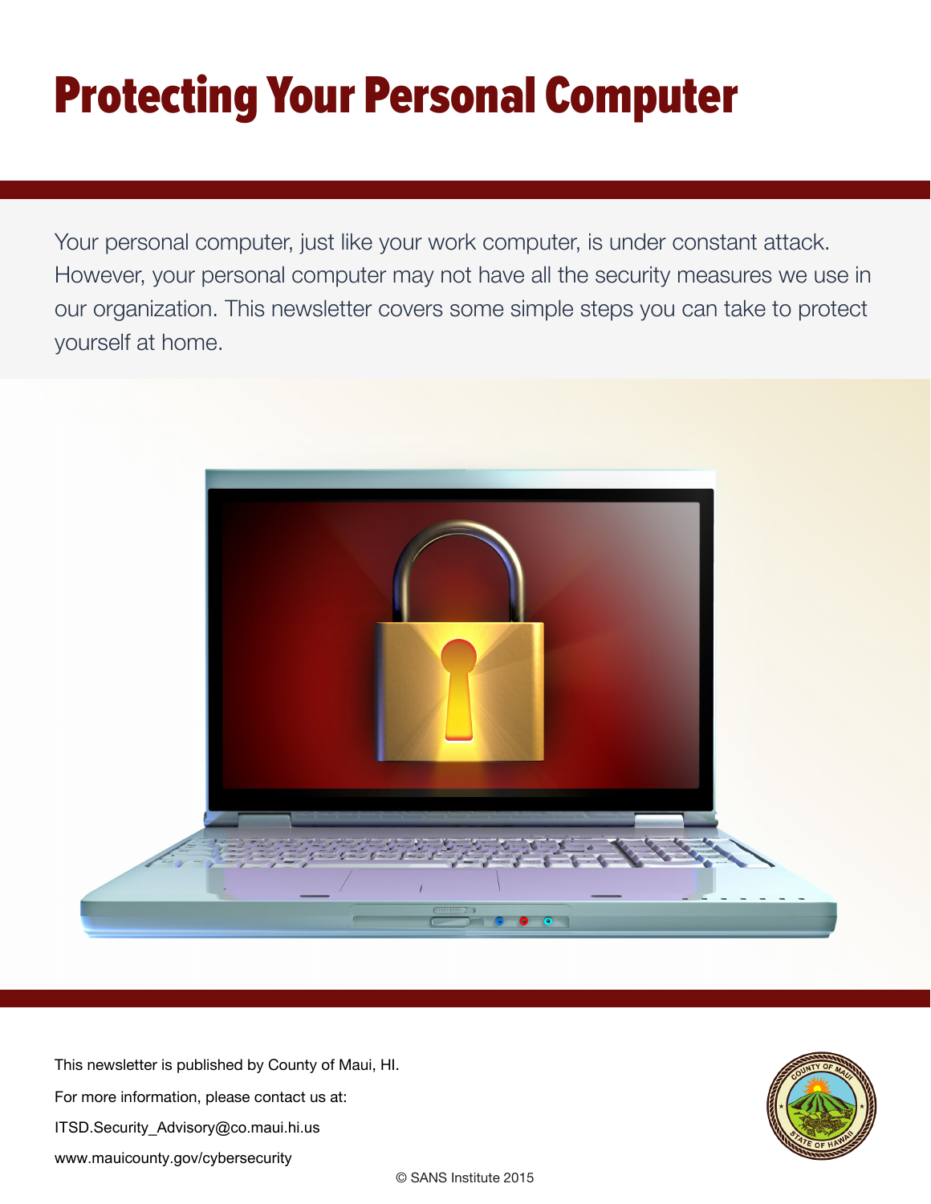# Protecting Your Personal Computer

Your personal computer, just like your work computer, is under constant attack. However, your personal computer may not have all the security measures we use in our organization. This newsletter covers some simple steps you can take to protect yourself at home.

This newsletter is published by County of Maui, HI.

For more information, please contact us at:

ITSD.Security_Advisory@co.maui.hi.us

www.mauicounty.gov/cybersecurity

© SANS Institute 2015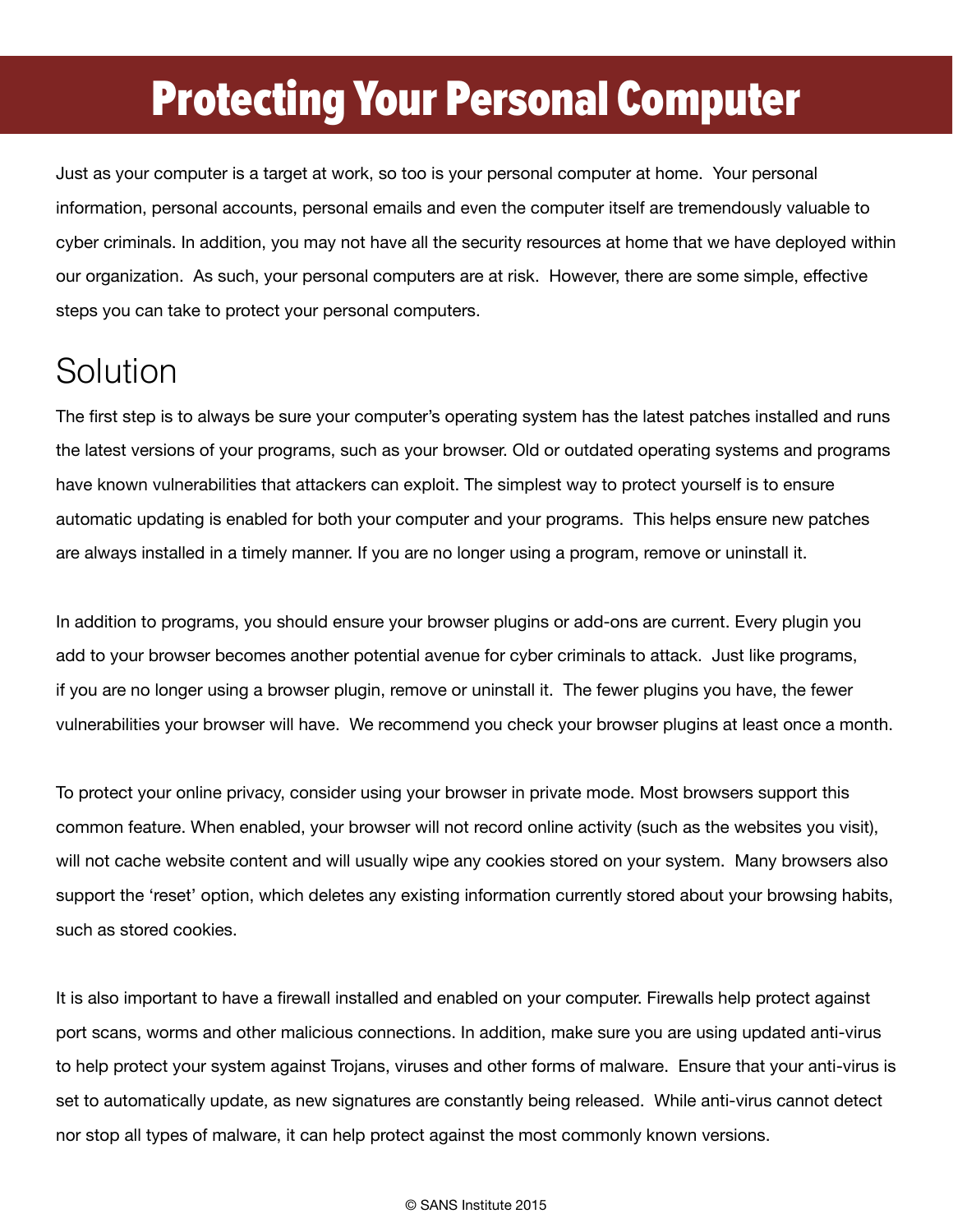# Protecting Your Personal Computer

Just as your computer is a target at work, so too is your personal computer at home. Your personal information, personal accounts, personal emails and even the computer itself are tremendously valuable to cyber criminals. In addition, you may not have all the security resources at home that we have deployed within our organization. As such, your personal computers are at risk. However, there are some simple, effective steps you can take to protect your personal computers.

## Solution

The first step is to always be sure your computer's operating system has the latest patches installed and runs the latest versions of your programs, such as your browser. Old or outdated operating systems and programs have known vulnerabilities that attackers can exploit. The simplest way to protect yourself is to ensure automatic updating is enabled for both your computer and your programs. This helps ensure new patches are always installed in a timely manner. If you are no longer using a program, remove or uninstall it.

In addition to programs, you should ensure your browser plugins or add-ons are current. Every plugin you add to your browser becomes another potential avenue for cyber criminals to attack. Just like programs, if you are no longer using a browser plugin, remove or uninstall it. The fewer plugins you have, the fewer vulnerabilities your browser will have. We recommend you check your browser plugins at least once a month.

To protect your online privacy, consider using your browser in private mode. Most browsers support this common feature. When enabled, your browser will not record online activity (such as the websites you visit), will not cache website content and will usually wipe any cookies stored on your system. Many browsers also support the 'reset' option, which deletes any existing information currently stored about your browsing habits, such as stored cookies.

It is also important to have a firewall installed and enabled on your computer. Firewalls help protect against port scans, worms and other malicious connections. In addition, make sure you are using updated anti-virus to help protect your system against Trojans, viruses and other forms of malware. Ensure that your anti-virus is set to automatically update, as new signatures are constantly being released. While anti-virus cannot detect nor stop all types of malware, it can help protect against the most commonly known versions.

© SANS Institute 2015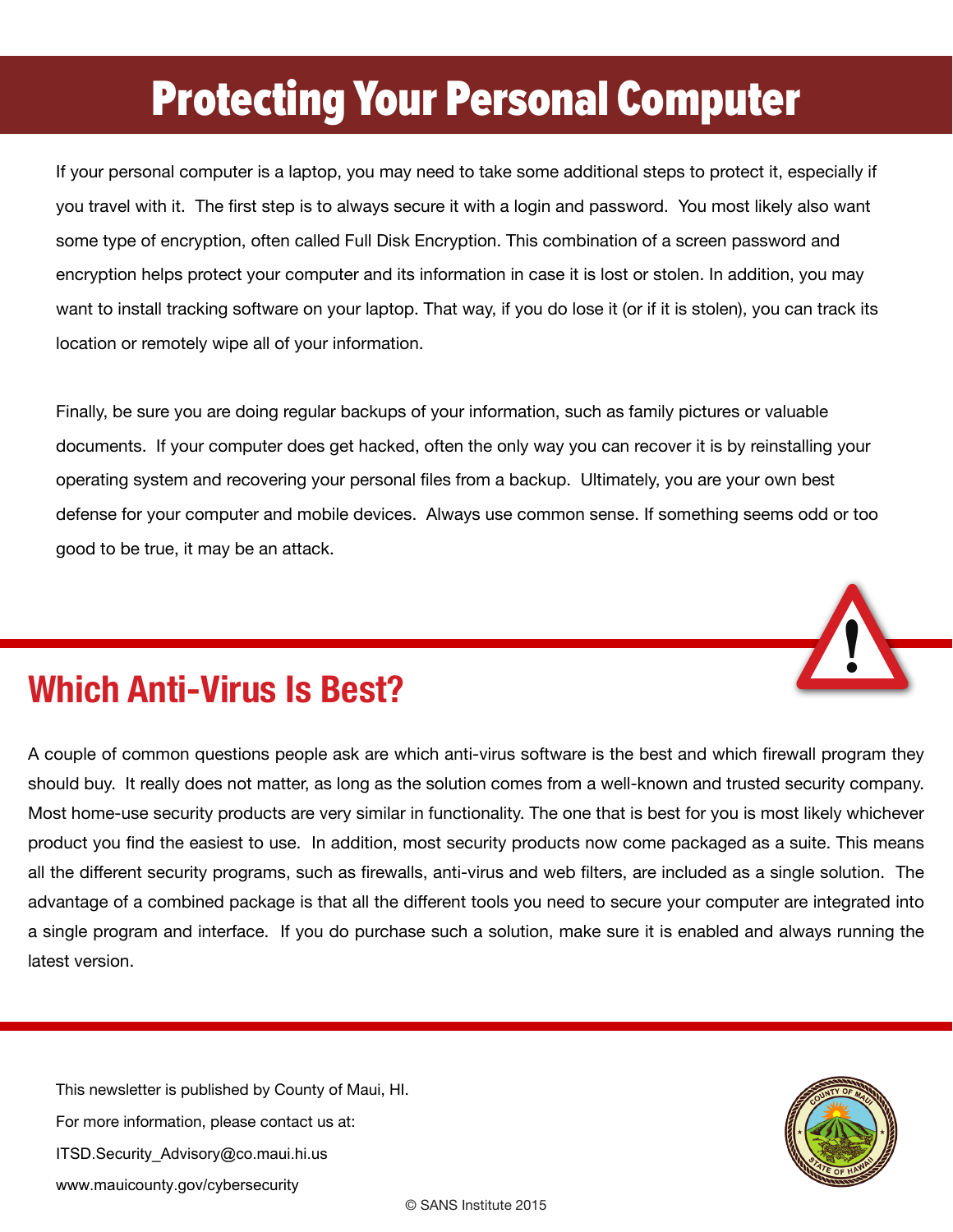# Protecting Your Personal Computer

If your personal computer is a laptop, you may need to take some additional steps to protect it, especially if you travel with it. The first step is to always secure it with a login and password. You most likely also want some type of encryption, often called Full Disk Encryption. This combination of a screen password and encryption helps protect your computer and its information in case it is lost or stolen. In addition, you may want to install tracking software on your laptop. That way, if you do lose it (or if it is stolen), you can track its location or remotely wipe all of your information.

Finally, be sure you are doing regular backups of your information, such as family pictures or valuable documents. If your computer does get hacked, often the only way you can recover it is by reinstalling your operating system and recovering your personal files from a backup. Ultimately, you are your own best defense for your computer and mobile devices. Always use common sense. If something seems odd or too good to be true, it may be an attack.

## Which Anti-Virus Is Best?

A couple of common questions people ask are which anti-virus software is the best and which firewall program they should buy. It really does not matter, as long as the solution comes from a well-known and trusted security company. Most home-use security products are very similar in functionality. The one that is best for you is most likely whichever product you find the easiest to use. In addition, most security products now come packaged as a suite. This means all the different security programs, such as firewalls, anti-virus and web filters, are included as a single solution. The advantage of a combined package is that all the different tools you need to secure your computer are integrated into a single program and interface. If you do purchase such a solution, make sure it is enabled and always running the latest version.

This newsletter is published by County of Maui, HI.

For more information, please contact us at:

ITSD.Security_Advisory@co.maui.hi.us

www.mauicounty.gov/cybersecurity

© SANS Institute 2015